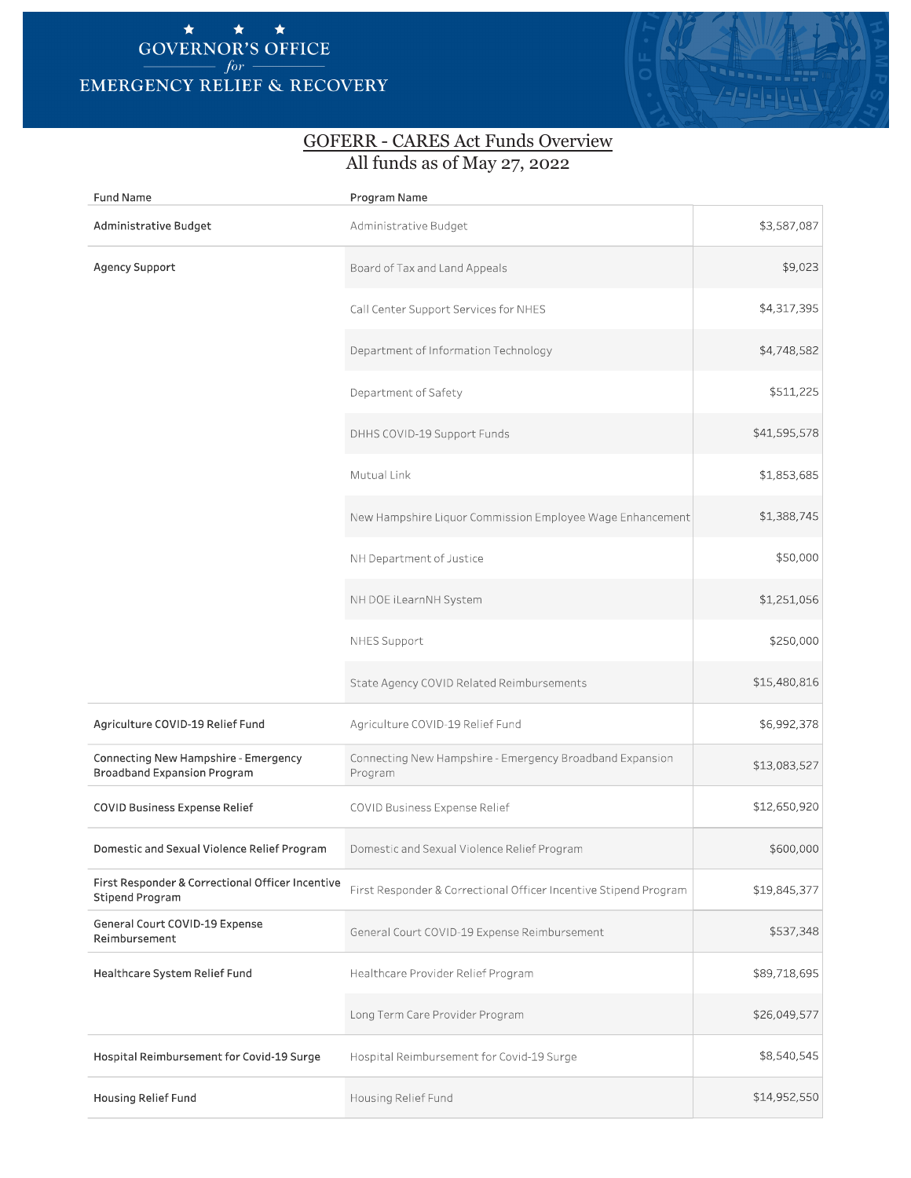# GOVERNOR'S OFFICE for EMERGENCY RELIEF & RECOVERY

## GOFERR - CARES Act Funds Overview

All funds as of May 27, 2022

| Fund Name | Program Name | |
|---|---|---|
| Administrative Budget | Administrative Budget | $3,587,087 |
| Agency Support | Board of Tax and Land Appeals | $9,023 |
| | Call Center Support Services for NHES | $4,317,395 |
| | Department of Information Technology | $4,748,582 |
| | Department of Safety | $511,225 |
| | DHHS COVID-19 Support Funds | $41,595,578 |
| | Mutual Link | $1,853,685 |
| | New Hampshire Liquor Commission Employee Wage Enhancement | $1,388,745 |
| | NH Department of Justice | $50,000 |
| | NH DOE iLearnNH System | $1,251,056 |
| | NHES Support | $250,000 |
| | State Agency COVID Related Reimbursements | $15,480,816 |
| Agriculture COVID-19 Relief Fund | Agriculture COVID-19 Relief Fund | $6,992,378 |
| Connecting New Hampshire - Emergency Broadband Expansion Program | Connecting New Hampshire - Emergency Broadband Expansion Program | $13,083,527 |
| COVID Business Expense Relief | COVID Business Expense Relief | $12,650,920 |
| Domestic and Sexual Violence Relief Program | Domestic and Sexual Violence Relief Program | $600,000 |
| First Responder & Correctional Officer Incentive Stipend Program | First Responder & Correctional Officer Incentive Stipend Program | $19,845,377 |
| General Court COVID-19 Expense Reimbursement | General Court COVID-19 Expense Reimbursement | $537,348 |
| Healthcare System Relief Fund | Healthcare Provider Relief Program | $89,718,695 |
| | Long Term Care Provider Program | $26,049,577 |
| Hospital Reimbursement for Covid-19 Surge | Hospital Reimbursement for Covid-19 Surge | $8,540,545 |
| Housing Relief Fund | Housing Relief Fund | $14,952,550 |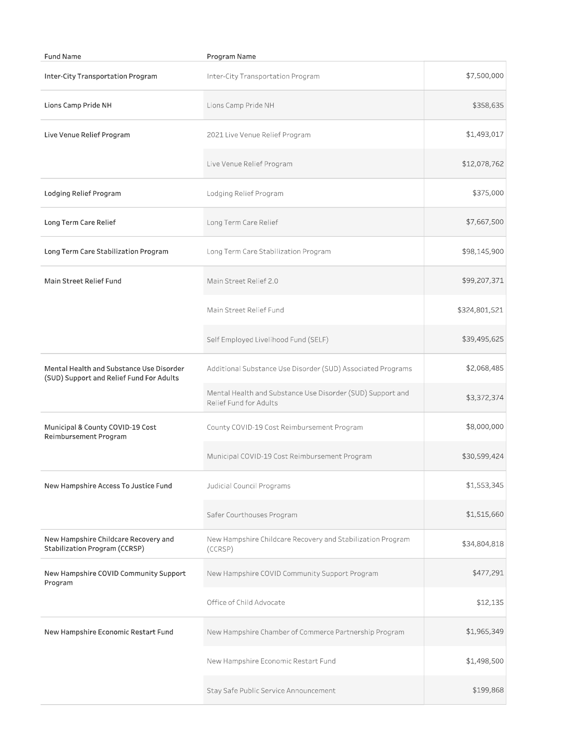| Fund Name | Program Name | |
|---|---|---|
| Inter-City Transportation Program | Inter-City Transportation Program | $7,500,000 |
| Lions Camp Pride NH | Lions Camp Pride NH | $358,635 |
| Live Venue Relief Program | 2021 Live Venue Relief Program | $1,493,017 |
| | Live Venue Relief Program | $12,078,762 |
| Lodging Relief Program | Lodging Relief Program | $375,000 |
| Long Term Care Relief | Long Term Care Relief | $7,667,500 |
| Long Term Care Stabilization Program | Long Term Care Stabilization Program | $98,145,900 |
| Main Street Relief Fund | Main Street Relief 2.0 | $99,207,371 |
| | Main Street Relief Fund | $324,801,521 |
| | Self Employed Livelihood Fund (SELF) | $39,495,625 |
| Mental Health and Substance Use Disorder (SUD) Support and Relief Fund For Adults | Additional Substance Use Disorder (SUD) Associated Programs | $2,068,485 |
| | Mental Health and Substance Use Disorder (SUD) Support and Relief Fund for Adults | $3,372,374 |
| Municipal & County COVID-19 Cost Reimbursement Program | County COVID-19 Cost Reimbursement Program | $8,000,000 |
| | Municipal COVID-19 Cost Reimbursement Program | $30,599,424 |
| New Hampshire Access To Justice Fund | Judicial Council Programs | $1,553,345 |
| | Safer Courthouses Program | $1,515,660 |
| New Hampshire Childcare Recovery and Stabilization Program (CCRSP) | New Hampshire Childcare Recovery and Stabilization Program (CCRSP) | $34,804,818 |
| New Hampshire COVID Community Support Program | New Hampshire COVID Community Support Program | $477,291 |
| | Office of Child Advocate | $12,135 |
| New Hampshire Economic Restart Fund | New Hampshire Chamber of Commerce Partnership Program | $1,965,349 |
| | New Hampshire Economic Restart Fund | $1,498,500 |
| | Stay Safe Public Service Announcement | $199,868 |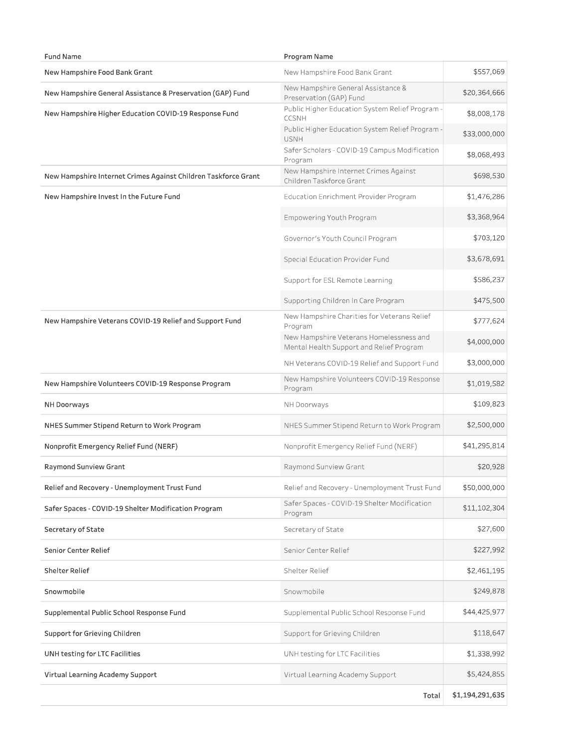| Fund Name | Program Name | |
|---|---|---|
| New Hampshire Food Bank Grant | New Hampshire Food Bank Grant | $557,069 |
| New Hampshire General Assistance & Preservation (GAP) Fund | New Hampshire General Assistance & Preservation (GAP) Fund | $20,364,666 |
| New Hampshire Higher Education COVID-19 Response Fund | Public Higher Education System Relief Program - CCSNH | $8,008,178 |
| | Public Higher Education System Relief Program - USNH | $33,000,000 |
| | Safer Scholars - COVID-19 Campus Modification Program | $8,068,493 |
| New Hampshire Internet Crimes Against Children Taskforce Grant | New Hampshire Internet Crimes Against Children Taskforce Grant | $698,530 |
| New Hampshire Invest In the Future Fund | Education Enrichment Provider Program | $1,476,286 |
| | Empowering Youth Program | $3,368,964 |
| | Governor's Youth Council Program | $703,120 |
| | Special Education Provider Fund | $3,678,691 |
| | Support for ESL Remote Learning | $586,237 |
| | Supporting Children In Care Program | $475,500 |
| New Hampshire Veterans COVID-19 Relief and Support Fund | New Hampshire Charities for Veterans Relief Program | $777,624 |
| | New Hampshire Veterans Homelessness and Mental Health Support and Relief Program | $4,000,000 |
| | NH Veterans COVID-19 Relief and Support Fund | $3,000,000 |
| New Hampshire Volunteers COVID-19 Response Program | New Hampshire Volunteers COVID-19 Response Program | $1,019,582 |
| NH Doorways | NH Doorways | $109,823 |
| NHES Summer Stipend Return to Work Program | NHES Summer Stipend Return to Work Program | $2,500,000 |
| Nonprofit Emergency Relief Fund (NERF) | Nonprofit Emergency Relief Fund (NERF) | $41,295,814 |
| Raymond Sunview Grant | Raymond Sunview Grant | $20,928 |
| Relief and Recovery - Unemployment Trust Fund | Relief and Recovery - Unemployment Trust Fund | $50,000,000 |
| Safer Spaces - COVID-19 Shelter Modification Program | Safer Spaces - COVID-19 Shelter Modification Program | $11,102,304 |
| Secretary of State | Secretary of State | $27,600 |
| Senior Center Relief | Senior Center Relief | $227,992 |
| Shelter Relief | Shelter Relief | $2,461,195 |
| Snowmobile | Snowmobile | $249,878 |
| Supplemental Public School Response Fund | Supplemental Public School Response Fund | $44,425,977 |
| Support for Grieving Children | Support for Grieving Children | $118,647 |
| UNH testing for LTC Facilities | UNH testing for LTC Facilities | $1,338,992 |
| Virtual Learning Academy Support | Virtual Learning Academy Support | $5,424,855 |
| | Total | $1,194,291,635 |